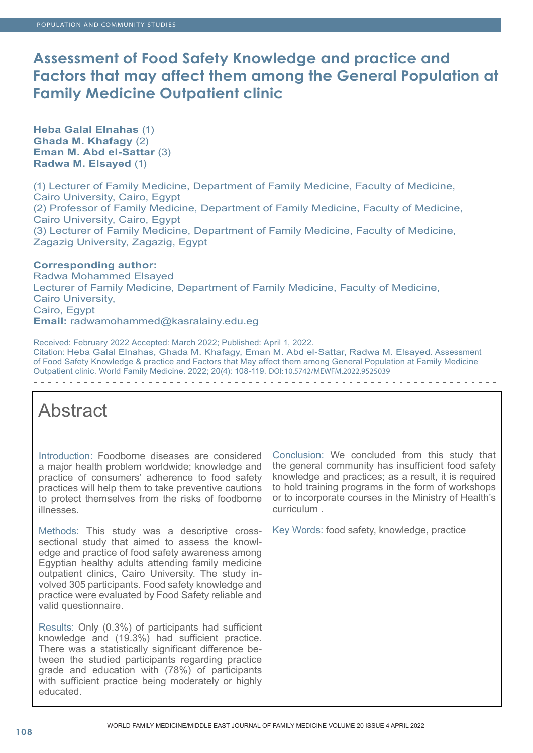# Assessment of Food Safety Knowledge and practice and Factors that may affect them among the General Population at Family Medicine Outpatient clinic

**Heba Galal Elnahas** (1)
**Ghada M. Khafagy** (2)
**Eman M. Abd el-Sattar** (3)
**Radwa M. Elsayed** (1)

(1) Lecturer of Family Medicine, Department of Family Medicine, Faculty of Medicine, Cairo University, Cairo, Egypt
(2) Professor of Family Medicine, Department of Family Medicine, Faculty of Medicine, Cairo University, Cairo, Egypt
(3) Lecturer of Family Medicine, Department of Family Medicine, Faculty of Medicine, Zagazig University, Zagazig, Egypt

**Corresponding author:**
Radwa Mohammed Elsayed
Lecturer of Family Medicine, Department of Family Medicine, Faculty of Medicine, Cairo University,
Cairo, Egypt
**Email:** radwamohammed@kasralainy.edu.eg

Received: February 2022 Accepted: March 2022; Published: April 1, 2022.
Citation: Heba Galal Elnahas, Ghada M. Khafagy, Eman M. Abd el-Sattar, Radwa M. Elsayed. Assessment of Food Safety Knowledge & practice and Factors that May affect them among General Population at Family Medicine Outpatient clinic. World Family Medicine. 2022; 20(4): 108-119. DOI: 10.5742/MEWFM.2022.9525039

## Abstract

Introduction: Foodborne diseases are considered a major health problem worldwide; knowledge and practice of consumers' adherence to food safety practices will help them to take preventive cautions to protect themselves from the risks of foodborne illnesses.

Methods: This study was a descriptive cross-sectional study that aimed to assess the knowledge and practice of food safety awareness among Egyptian healthy adults attending family medicine outpatient clinics, Cairo University. The study involved 305 participants. Food safety knowledge and practice were evaluated by Food Safety reliable and valid questionnaire.

Results: Only (0.3%) of participants had sufficient knowledge and (19.3%) had sufficient practice. There was a statistically significant difference between the studied participants regarding practice grade and education with (78%) of participants with sufficient practice being moderately or highly educated.

Conclusion: We concluded from this study that the general community has insufficient food safety knowledge and practices; as a result, it is required to hold training programs in the form of workshops or to incorporate courses in the Ministry of Health's curriculum .

Key Words: food safety, knowledge, practice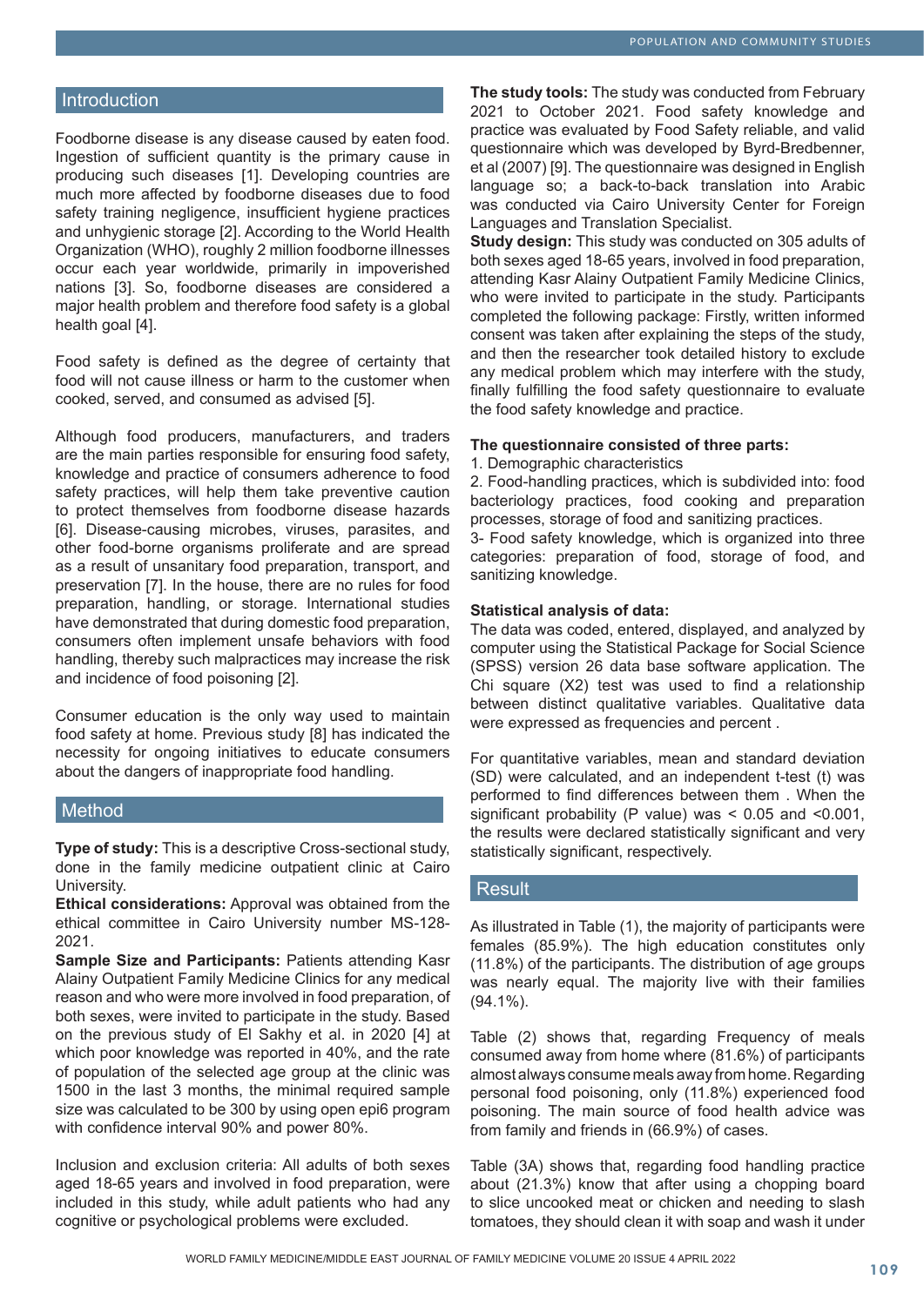## Introduction

Foodborne disease is any disease caused by eaten food. Ingestion of sufficient quantity is the primary cause in producing such diseases [1]. Developing countries are much more affected by foodborne diseases due to food safety training negligence, insufficient hygiene practices and unhygienic storage [2]. According to the World Health Organization (WHO), roughly 2 million foodborne illnesses occur each year worldwide, primarily in impoverished nations [3]. So, foodborne diseases are considered a major health problem and therefore food safety is a global health goal [4].

Food safety is defined as the degree of certainty that food will not cause illness or harm to the customer when cooked, served, and consumed as advised [5].

Although food producers, manufacturers, and traders are the main parties responsible for ensuring food safety, knowledge and practice of consumers adherence to food safety practices, will help them take preventive caution to protect themselves from foodborne disease hazards [6]. Disease-causing microbes, viruses, parasites, and other food-borne organisms proliferate and are spread as a result of unsanitary food preparation, transport, and preservation [7]. In the house, there are no rules for food preparation, handling, or storage. International studies have demonstrated that during domestic food preparation, consumers often implement unsafe behaviors with food handling, thereby such malpractices may increase the risk and incidence of food poisoning [2].

Consumer education is the only way used to maintain food safety at home. Previous study [8] has indicated the necessity for ongoing initiatives to educate consumers about the dangers of inappropriate food handling.

## Method

**Type of study:** This is a descriptive Cross-sectional study, done in the family medicine outpatient clinic at Cairo University.

**Ethical considerations:** Approval was obtained from the ethical committee in Cairo University number MS-128-2021.

**Sample Size and Participants:** Patients attending Kasr Alainy Outpatient Family Medicine Clinics for any medical reason and who were more involved in food preparation, of both sexes, were invited to participate in the study. Based on the previous study of El Sakhy et al. in 2020 [4] at which poor knowledge was reported in 40%, and the rate of population of the selected age group at the clinic was 1500 in the last 3 months, the minimal required sample size was calculated to be 300 by using open epi6 program with confidence interval 90% and power 80%.

Inclusion and exclusion criteria: All adults of both sexes aged 18-65 years and involved in food preparation, were included in this study, while adult patients who had any cognitive or psychological problems were excluded.

**The study tools:** The study was conducted from February 2021 to October 2021. Food safety knowledge and practice was evaluated by Food Safety reliable, and valid questionnaire which was developed by Byrd-Bredbenner, et al (2007) [9]. The questionnaire was designed in English language so; a back-to-back translation into Arabic was conducted via Cairo University Center for Foreign Languages and Translation Specialist.

**Study design:** This study was conducted on 305 adults of both sexes aged 18-65 years, involved in food preparation, attending Kasr Alainy Outpatient Family Medicine Clinics, who were invited to participate in the study. Participants completed the following package: Firstly, written informed consent was taken after explaining the steps of the study, and then the researcher took detailed history to exclude any medical problem which may interfere with the study, finally fulfilling the food safety questionnaire to evaluate the food safety knowledge and practice.

**The questionnaire consisted of three parts:**

1. Demographic characteristics
2. Food-handling practices, which is subdivided into: food bacteriology practices, food cooking and preparation processes, storage of food and sanitizing practices.
3- Food safety knowledge, which is organized into three categories: preparation of food, storage of food, and sanitizing knowledge.

**Statistical analysis of data:**

The data was coded, entered, displayed, and analyzed by computer using the Statistical Package for Social Science (SPSS) version 26 data base software application. The Chi square (X2) test was used to find a relationship between distinct qualitative variables. Qualitative data were expressed as frequencies and percent .

For quantitative variables, mean and standard deviation (SD) were calculated, and an independent t-test (t) was performed to find differences between them . When the significant probability (P value) was $< 0.05$ and $<0.001$, the results were declared statistically significant and very statistically significant, respectively.

## Result

As illustrated in Table (1), the majority of participants were females (85.9%). The high education constitutes only (11.8%) of the participants. The distribution of age groups was nearly equal. The majority live with their families (94.1%).

Table (2) shows that, regarding Frequency of meals consumed away from home where (81.6%) of participants almost always consume meals away from home. Regarding personal food poisoning, only (11.8%) experienced food poisoning. The main source of food health advice was from family and friends in (66.9%) of cases.

Table (3A) shows that, regarding food handling practice about (21.3%) know that after using a chopping board to slice uncooked meat or chicken and needing to slash tomatoes, they should clean it with soap and wash it under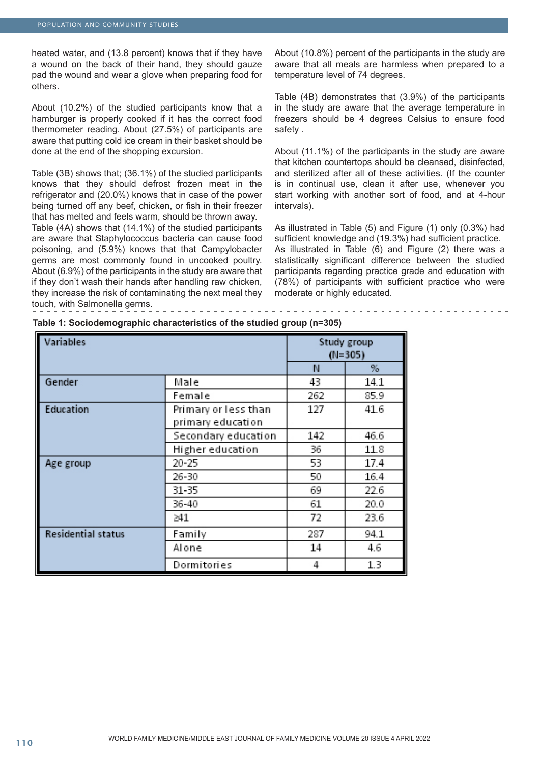heated water, and (13.8 percent) knows that if they have a wound on the back of their hand, they should gauze pad the wound and wear a glove when preparing food for others.

About (10.2%) of the studied participants know that a hamburger is properly cooked if it has the correct food thermometer reading. About (27.5%) of participants are aware that putting cold ice cream in their basket should be done at the end of the shopping excursion.

Table (3B) shows that; (36.1%) of the studied participants knows that they should defrost frozen meat in the refrigerator and (20.0%) knows that in case of the power being turned off any beef, chicken, or fish in their freezer that has melted and feels warm, should be thrown away.
Table (4A) shows that (14.1%) of the studied participants are aware that Staphylococcus bacteria can cause food poisoning, and (5.9%) knows that that Campylobacter germs are most commonly found in uncooked poultry. About (6.9%) of the participants in the study are aware that if they don't wash their hands after handling raw chicken, they increase the risk of contaminating the next meal they touch, with Salmonella germs.

About (10.8%) percent of the participants in the study are aware that all meals are harmless when prepared to a temperature level of 74 degrees.

Table (4B) demonstrates that (3.9%) of the participants in the study are aware that the average temperature in freezers should be 4 degrees Celsius to ensure food safety .

About (11.1%) of the participants in the study are aware that kitchen countertops should be cleansed, disinfected, and sterilized after all of these activities. (If the counter is in continual use, clean it after use, whenever you start working with another sort of food, and at 4-hour intervals).

As illustrated in Table (5) and Figure (1) only (0.3%) had sufficient knowledge and (19.3%) had sufficient practice.
As illustrated in Table (6) and Figure (2) there was a statistically significant difference between the studied participants regarding practice grade and education with (78%) of participants with sufficient practice who were moderate or highly educated.

**Table 1: Sociodemographic characteristics of the studied group (n=305)**

| Variables | | Study group (N=305) | |
|---|---|---|---|
| | | N | % |
| Gender | Male | 43 | 14.1 |
| | Female | 262 | 85.9 |
| Education | Primary or less than primary education | 127 | 41.6 |
| | Secondary education | 142 | 46.6 |
| | Higher education | 36 | 11.8 |
| Age group | 20-25 | 53 | 17.4 |
| | 26-30 | 50 | 16.4 |
| | 31-35 | 69 | 22.6 |
| | 36-40 | 61 | 20.0 |
| | ≥41 | 72 | 23.6 |
| Residential status | Family | 287 | 94.1 |
| | Alone | 14 | 4.6 |
| | Dormitories | 4 | 1.3 |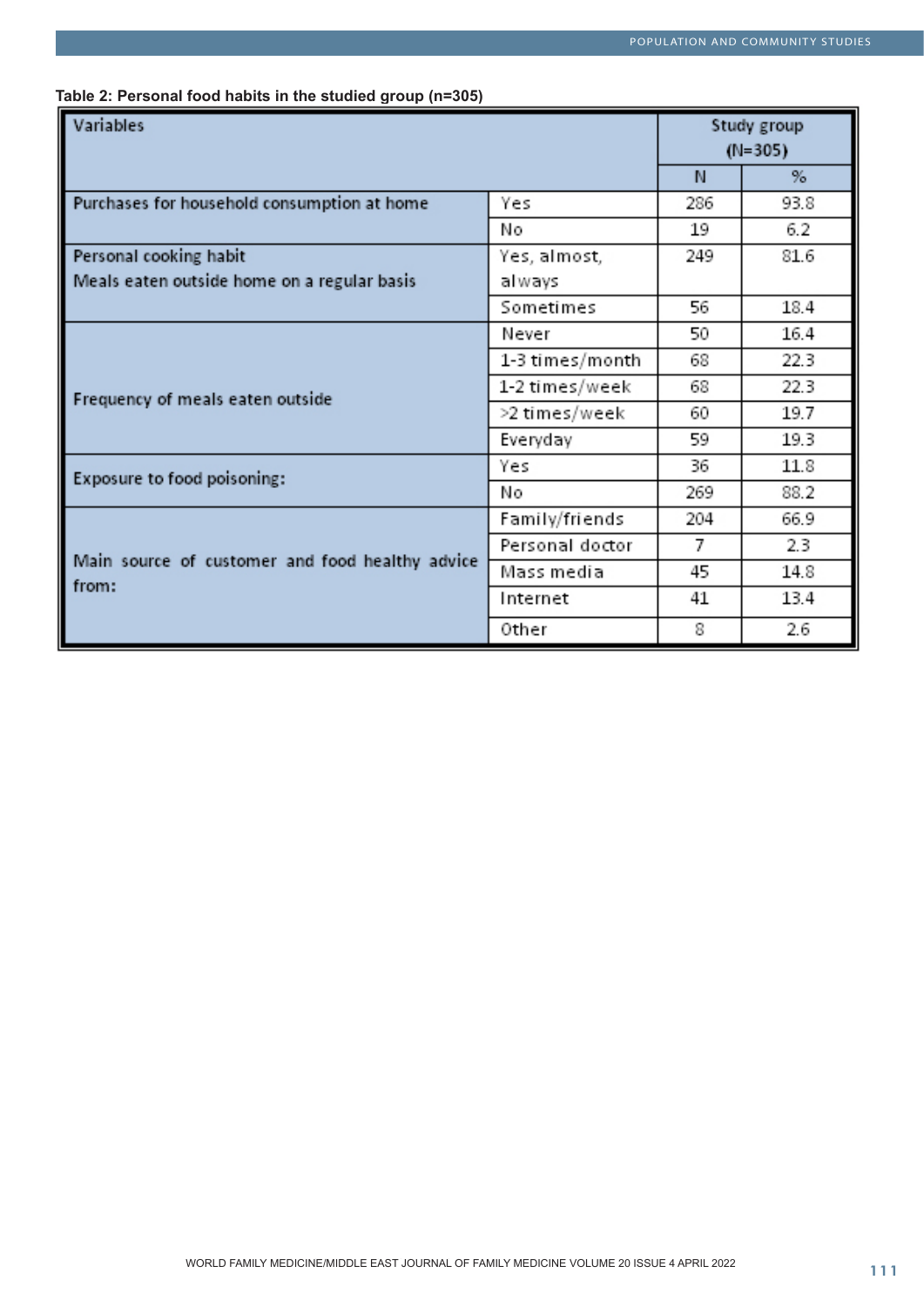**Table 2: Personal food habits in the studied group (n=305)**

| Variables | | Study group (N=305) | |
|---|---|---|---|
| | | N | % |
| Purchases for household consumption at home | Yes | 286 | 93.8 |
| | No | 19 | 6.2 |
| Personal cooking habit<br>Meals eaten outside home on a regular basis | Yes, almost, always | 249 | 81.6 |
| | Sometimes | 56 | 18.4 |
| Frequency of meals eaten outside | Never | 50 | 16.4 |
| | 1-3 times/month | 68 | 22.3 |
| | 1-2 times/week | 68 | 22.3 |
| | >2 times/week | 60 | 19.7 |
| | Everyday | 59 | 19.3 |
| Exposure to food poisoning: | Yes | 36 | 11.8 |
| | No | 269 | 88.2 |
| Main source of customer and food healthy advice from: | Family/friends | 204 | 66.9 |
| | Personal doctor | 7 | 2.3 |
| | Mass media | 45 | 14.8 |
| | Internet | 41 | 13.4 |
| | Other | 8 | 2.6 |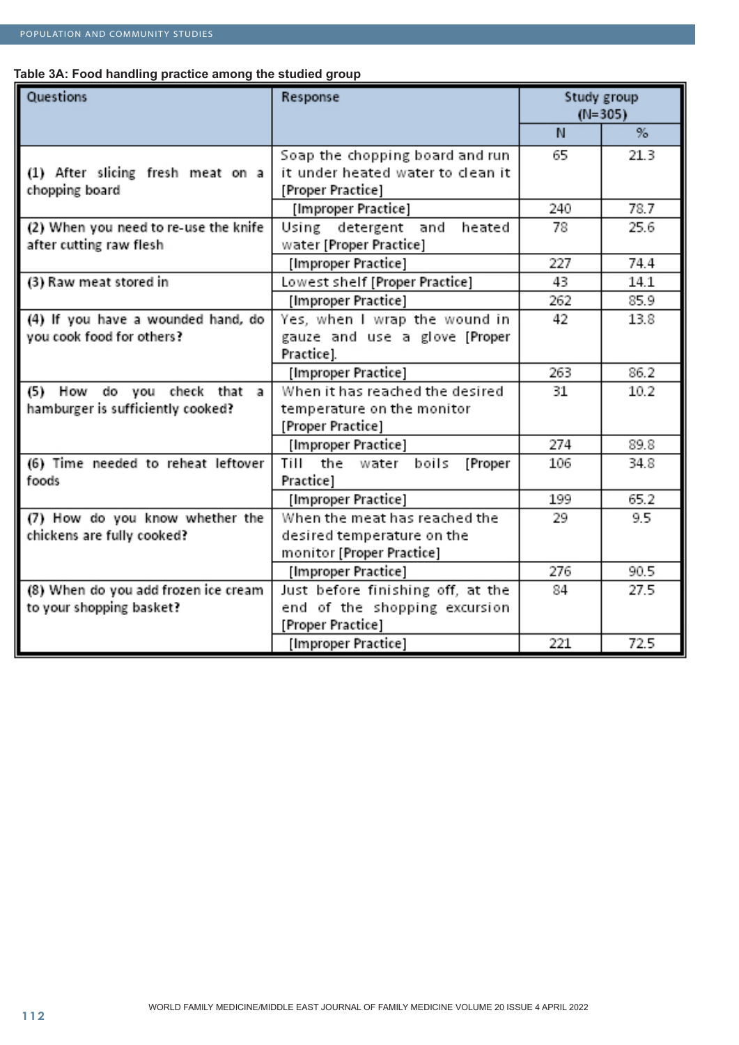**Table 3A: Food handling practice among the studied group**

| Questions | Response | Study group (N=305) | |
|---|---|---|---|
| | | N | % |
| (1) After slicing fresh meat on a chopping board | Soap the chopping board and run it under heated water to clean it [Proper Practice] | 65 | 21.3 |
| | [Improper Practice] | 240 | 78.7 |
| (2) When you need to re-use the knife after cutting raw flesh | Using detergent and heated water [Proper Practice] | 78 | 25.6 |
| | [Improper Practice] | 227 | 74.4 |
| (3) Raw meat stored in | Lowest shelf [Proper Practice] | 43 | 14.1 |
| | [Improper Practice] | 262 | 85.9 |
| (4) If you have a wounded hand, do you cook food for others? | Yes, when I wrap the wound in gauze and use a glove [Proper Practice]. | 42 | 13.8 |
| | [Improper Practice] | 263 | 86.2 |
| (5) How do you check that a hamburger is sufficiently cooked? | When it has reached the desired temperature on the monitor [Proper Practice] | 31 | 10.2 |
| | [Improper Practice] | 274 | 89.8 |
| (6) Time needed to reheat leftover foods | Till the water boils [Proper Practice] | 106 | 34.8 |
| | [Improper Practice] | 199 | 65.2 |
| (7) How do you know whether the chickens are fully cooked? | When the meat has reached the desired temperature on the monitor [Proper Practice] | 29 | 9.5 |
| | [Improper Practice] | 276 | 90.5 |
| (8) When do you add frozen ice cream to your shopping basket? | Just before finishing off, at the end of the shopping excursion [Proper Practice] | 84 | 27.5 |
| | [Improper Practice] | 221 | 72.5 |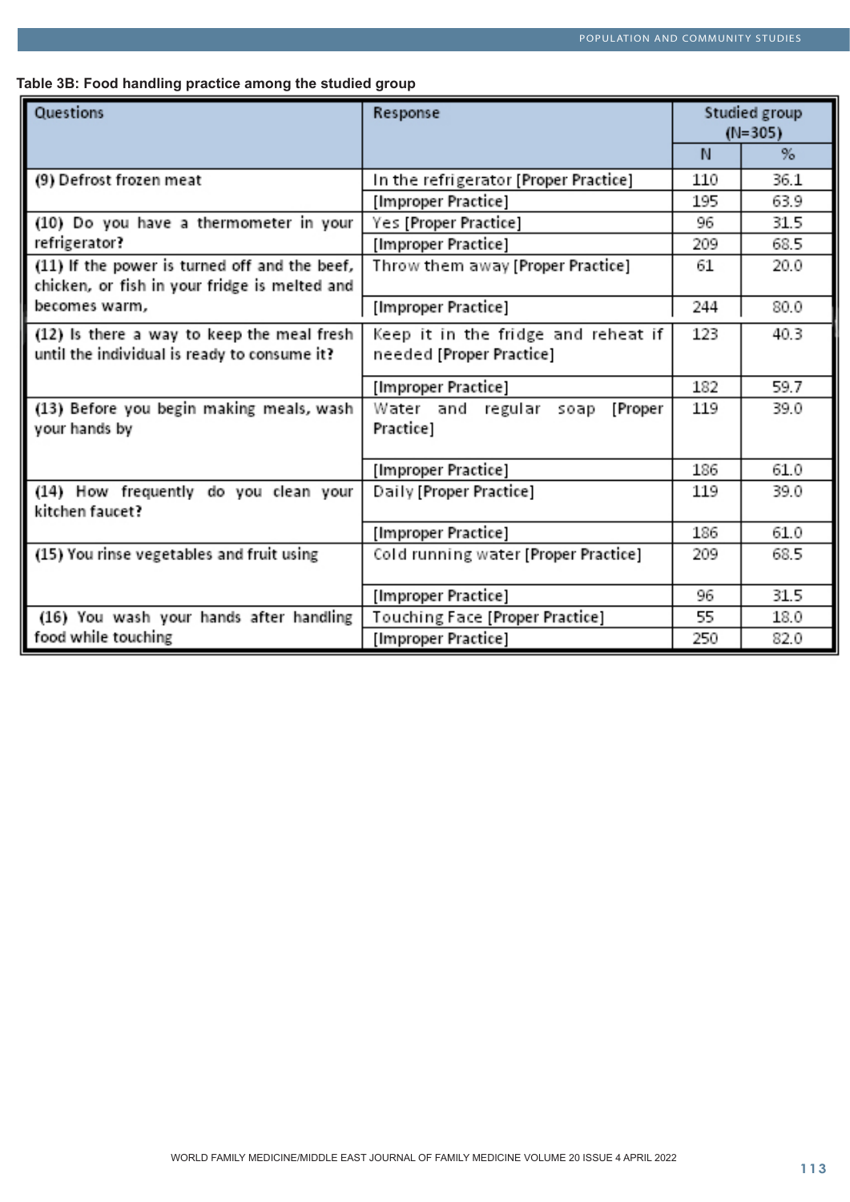**Table 3B: Food handling practice among the studied group**

| Questions | Response | Studied group (N=305) | |
|---|---|---|---|
| | | N | % |
| (9) Defrost frozen meat | In the refrigerator [Proper Practice] | 110 | 36.1 |
| | [Improper Practice] | 195 | 63.9 |
| (10) Do you have a thermometer in your refrigerator? | Yes [Proper Practice] | 96 | 31.5 |
| | [Improper Practice] | 209 | 68.5 |
| (11) If the power is turned off and the beef, chicken, or fish in your fridge is melted and becomes warm, | Throw them away [Proper Practice] | 61 | 20.0 |
| | [Improper Practice] | 244 | 80.0 |
| (12) Is there a way to keep the meal fresh until the individual is ready to consume it? | Keep it in the fridge and reheat if needed [Proper Practice] | 123 | 40.3 |
| | [Improper Practice] | 182 | 59.7 |
| (13) Before you begin making meals, wash your hands by | Water and regular soap [Proper Practice] | 119 | 39.0 |
| | [Improper Practice] | 186 | 61.0 |
| (14) How frequently do you clean your kitchen faucet? | Daily [Proper Practice] | 119 | 39.0 |
| | [Improper Practice] | 186 | 61.0 |
| (15) You rinse vegetables and fruit using | Cold running water [Proper Practice] | 209 | 68.5 |
| | [Improper Practice] | 96 | 31.5 |
| (16) You wash your hands after handling food while touching | Touching Face [Proper Practice] | 55 | 18.0 |
| | [Improper Practice] | 250 | 82.0 |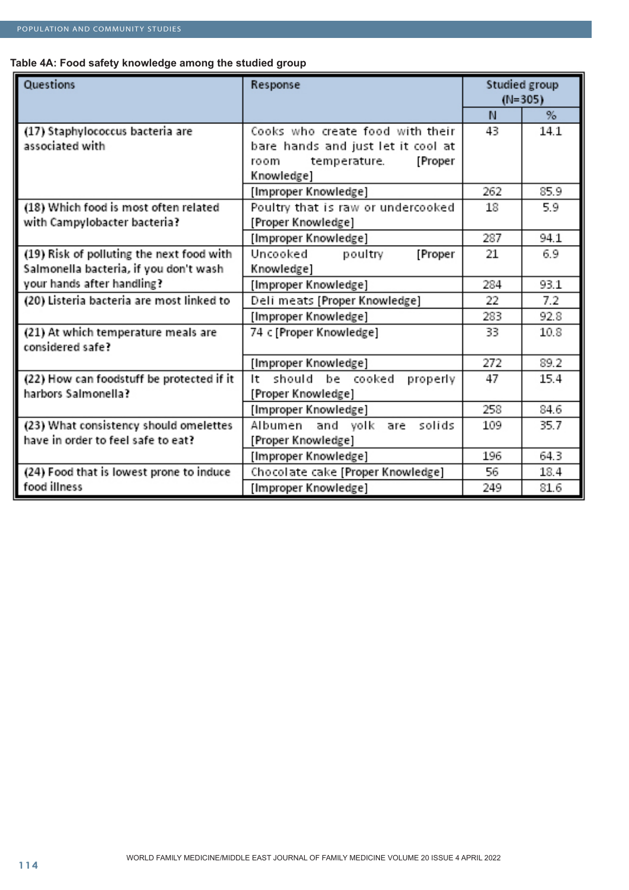**Table 4A: Food safety knowledge among the studied group**

| Questions | Response | Studied group (N=305) | |
|---|---|---|---|
| | | N | % |
| (17) Staphylococcus bacteria are associated with | Cooks who create food with their bare hands and just let it cool at room temperature. [Proper Knowledge] | 43 | 14.1 |
| | [Improper Knowledge] | 262 | 85.9 |
| (18) Which food is most often related with Campylobacter bacteria? | Poultry that is raw or undercooked [Proper Knowledge] | 18 | 5.9 |
| | [Improper Knowledge] | 287 | 94.1 |
| (19) Risk of polluting the next food with Salmonella bacteria, if you don't wash your hands after handling? | Uncooked poultry [Proper Knowledge] | 21 | 6.9 |
| | [Improper Knowledge] | 284 | 93.1 |
| (20) Listeria bacteria are most linked to | Deli meats [Proper Knowledge] | 22 | 7.2 |
| | [Improper Knowledge] | 283 | 92.8 |
| (21) At which temperature meals are considered safe? | 74 c [Proper Knowledge] | 33 | 10.8 |
| | [Improper Knowledge] | 272 | 89.2 |
| (22) How can foodstuff be protected if it harbors Salmonella? | It should be cooked properly [Proper Knowledge] | 47 | 15.4 |
| | [Improper Knowledge] | 258 | 84.6 |
| (23) What consistency should omelettes have in order to feel safe to eat? | Albumen and yolk are solids [Proper Knowledge] | 109 | 35.7 |
| | [Improper Knowledge] | 196 | 64.3 |
| (24) Food that is lowest prone to induce food illness | Chocolate cake [Proper Knowledge] | 56 | 18.4 |
| | [Improper Knowledge] | 249 | 81.6 |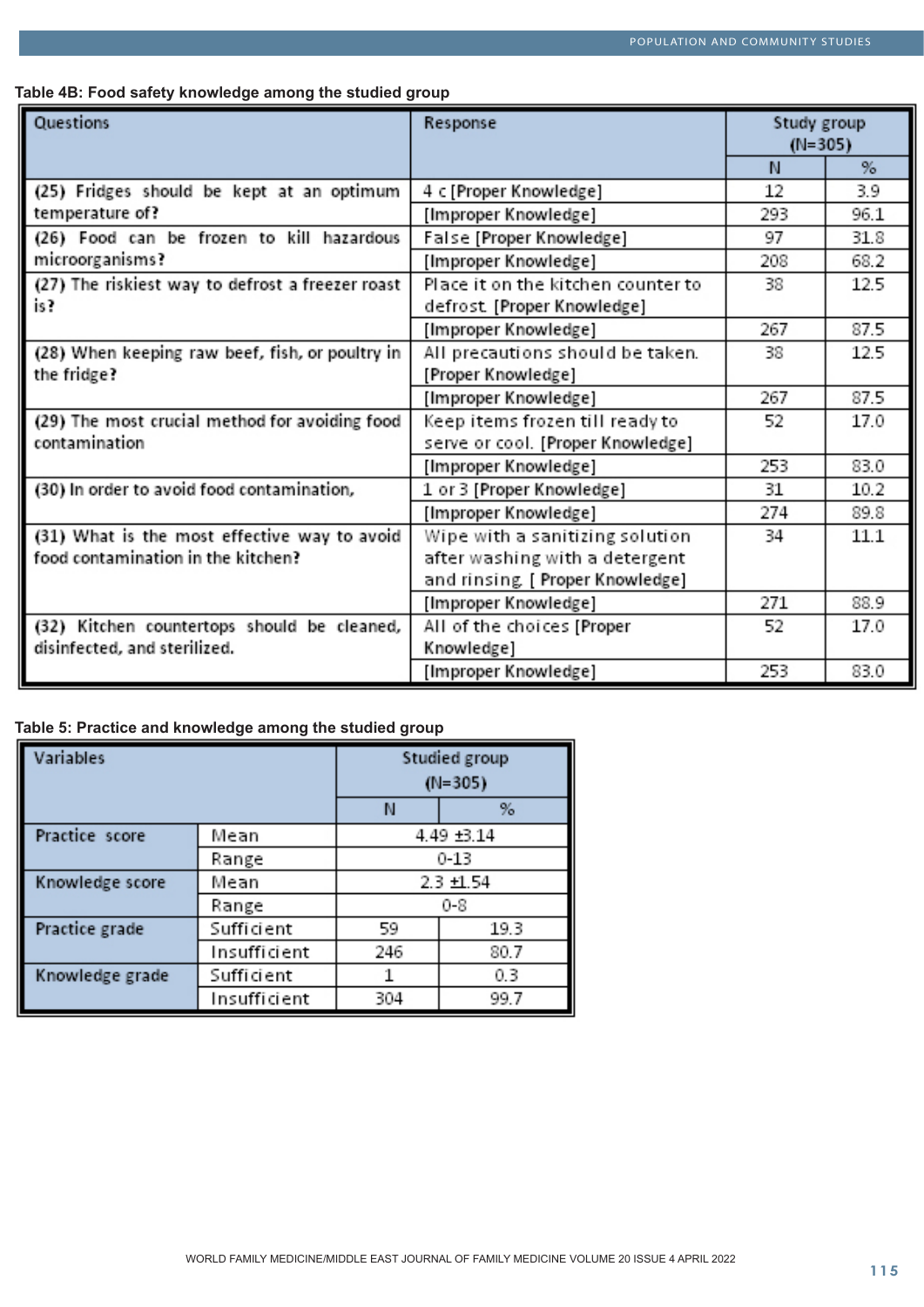**Table 4B: Food safety knowledge among the studied group**

| Questions | Response | Study group (N=305) | |
|---|---|---|---|
| | | N | % |
| (25) Fridges should be kept at an optimum temperature of? | 4 c [Proper Knowledge] | 12 | 3.9 |
| | [Improper Knowledge] | 293 | 96.1 |
| (26) Food can be frozen to kill hazardous microorganisms? | False [Proper Knowledge] | 97 | 31.8 |
| | [Improper Knowledge] | 208 | 68.2 |
| (27) The riskiest way to defrost a freezer roast is? | Place it on the kitchen counter to defrost. [Proper Knowledge] | 38 | 12.5 |
| | [Improper Knowledge] | 267 | 87.5 |
| (28) When keeping raw beef, fish, or poultry in the fridge? | All precautions should be taken. [Proper Knowledge] | 38 | 12.5 |
| | [Improper Knowledge] | 267 | 87.5 |
| (29) The most crucial method for avoiding food contamination | Keep items frozen till ready to serve or cool. [Proper Knowledge] | 52 | 17.0 |
| | [Improper Knowledge] | 253 | 83.0 |
| (30) In order to avoid food contamination, | 1 or 3 [Proper Knowledge] | 31 | 10.2 |
| | [Improper Knowledge] | 274 | 89.8 |
| (31) What is the most effective way to avoid food contamination in the kitchen? | Wipe with a sanitizing solution after washing with a detergent and rinsing. [ Proper Knowledge] | 34 | 11.1 |
| | [Improper Knowledge] | 271 | 88.9 |
| (32) Kitchen countertops should be cleaned, disinfected, and sterilized. | All of the choices [Proper Knowledge] | 52 | 17.0 |
| | [Improper Knowledge] | 253 | 83.0 |

**Table 5: Practice and knowledge among the studied group**

| Variables | | Studied group (N=305) | |
|---|---|---|---|
| | | N | % |
| Practice score | Mean | 4.49 ±3.14 | |
| | Range | 0-13 | |
| Knowledge score | Mean | 2.3 ±1.54 | |
| | Range | 0-8 | |
| Practice grade | Sufficient | 59 | 19.3 |
| | Insufficient | 246 | 80.7 |
| Knowledge grade | Sufficient | 1 | 0.3 |
| | Insufficient | 304 | 99.7 |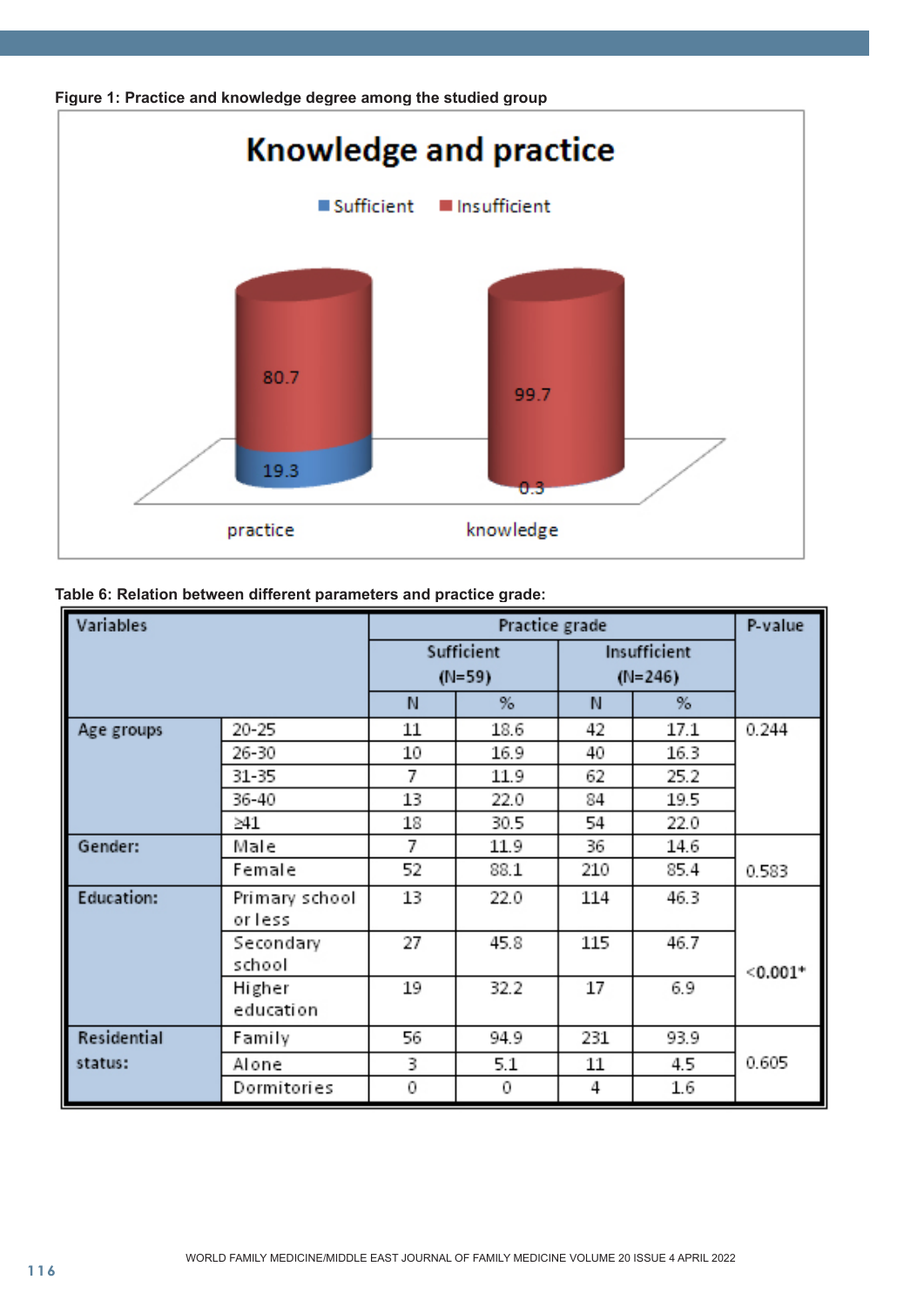**Figure 1: Practice and knowledge degree among the studied group**

**Table 6: Relation between different parameters and practice grade:**

| Variables | | Practice grade | | | | P-value |
|---|---|---|---|---|---|---|
| | | Sufficient (N=59) | | Insufficient (N=246) | | |
| | | N | % | N | % | |
| Age groups | 20-25 | 11 | 18.6 | 42 | 17.1 | 0.244 |
| | 26-30 | 10 | 16.9 | 40 | 16.3 | |
| | 31-35 | 7 | 11.9 | 62 | 25.2 | |
| | 36-40 | 13 | 22.0 | 84 | 19.5 | |
| | ≥41 | 18 | 30.5 | 54 | 22.0 | |
| Gender: | Male | 7 | 11.9 | 36 | 14.6 | 0.583 |
| | Female | 52 | 88.1 | 210 | 85.4 | |
| Education: | Primary school or less | 13 | 22.0 | 114 | 46.3 | <0.001* |
| | Secondary school | 27 | 45.8 | 115 | 46.7 | |
| | Higher education | 19 | 32.2 | 17 | 6.9 | |
| Residential status: | Family | 56 | 94.9 | 231 | 93.9 | 0.605 |
| | Alone | 3 | 5.1 | 11 | 4.5 | |
| | Dormitories | 0 | 0 | 4 | 1.6 | |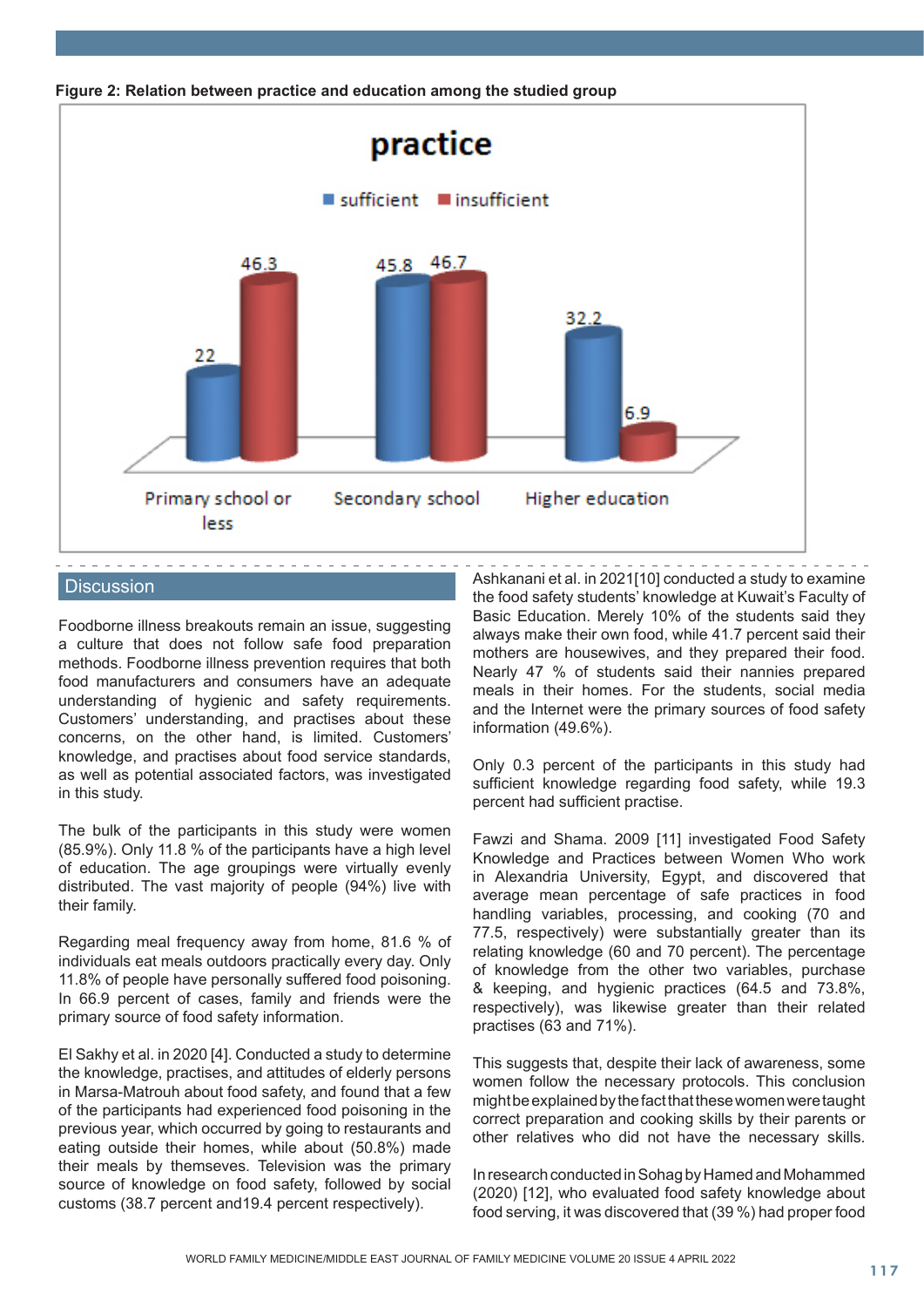**Figure 2: Relation between practice and education among the studied group**

| practice | sufficient | insufficient |
|---|---|---|
| Primary school or less | 22 | 46.3 |
| Secondary school | 45.8 | 46.7 |
| Higher education | 32.2 | 6.9 |

## Discussion

Foodborne illness breakouts remain an issue, suggesting a culture that does not follow safe food preparation methods. Foodborne illness prevention requires that both food manufacturers and consumers have an adequate understanding of hygienic and safety requirements. Customers' understanding, and practises about these concerns, on the other hand, is limited. Customers' knowledge, and practises about food service standards, as well as potential associated factors, was investigated in this study.

The bulk of the participants in this study were women (85.9%). Only 11.8 % of the participants have a high level of education. The age groupings were virtually evenly distributed. The vast majority of people (94%) live with their family.

Regarding meal frequency away from home, 81.6 % of individuals eat meals outdoors practically every day. Only 11.8% of people have personally suffered food poisoning. In 66.9 percent of cases, family and friends were the primary source of food safety information.

El Sakhy et al. in 2020 [4]. Conducted a study to determine the knowledge, practises, and attitudes of elderly persons in Marsa-Matrouh about food safety, and found that a few of the participants had experienced food poisoning in the previous year, which occurred by going to restaurants and eating outside their homes, while about (50.8%) made their meals by themseves. Television was the primary source of knowledge on food safety, followed by social customs (38.7 percent and19.4 percent respectively).

Ashkanani et al. in 2021[10] conducted a study to examine the food safety students' knowledge at Kuwait's Faculty of Basic Education. Merely 10% of the students said they always make their own food, while 41.7 percent said their mothers are housewives, and they prepared their food. Nearly 47 % of students said their nannies prepared meals in their homes. For the students, social media and the Internet were the primary sources of food safety information (49.6%).

Only 0.3 percent of the participants in this study had sufficient knowledge regarding food safety, while 19.3 percent had sufficient practise.

Fawzi and Shama. 2009 [11] investigated Food Safety Knowledge and Practices between Women Who work in Alexandria University, Egypt, and discovered that average mean percentage of safe practices in food handling variables, processing, and cooking (70 and 77.5, respectively) were substantially greater than its relating knowledge (60 and 70 percent). The percentage of knowledge from the other two variables, purchase & keeping, and hygienic practices (64.5 and 73.8%, respectively), was likewise greater than their related practises (63 and 71%).

This suggests that, despite their lack of awareness, some women follow the necessary protocols. This conclusion might be explained by the fact that these women were taught correct preparation and cooking skills by their parents or other relatives who did not have the necessary skills.

In research conducted in Sohag by Hamed and Mohammed (2020) [12], who evaluated food safety knowledge about food serving, it was discovered that (39 %) had proper food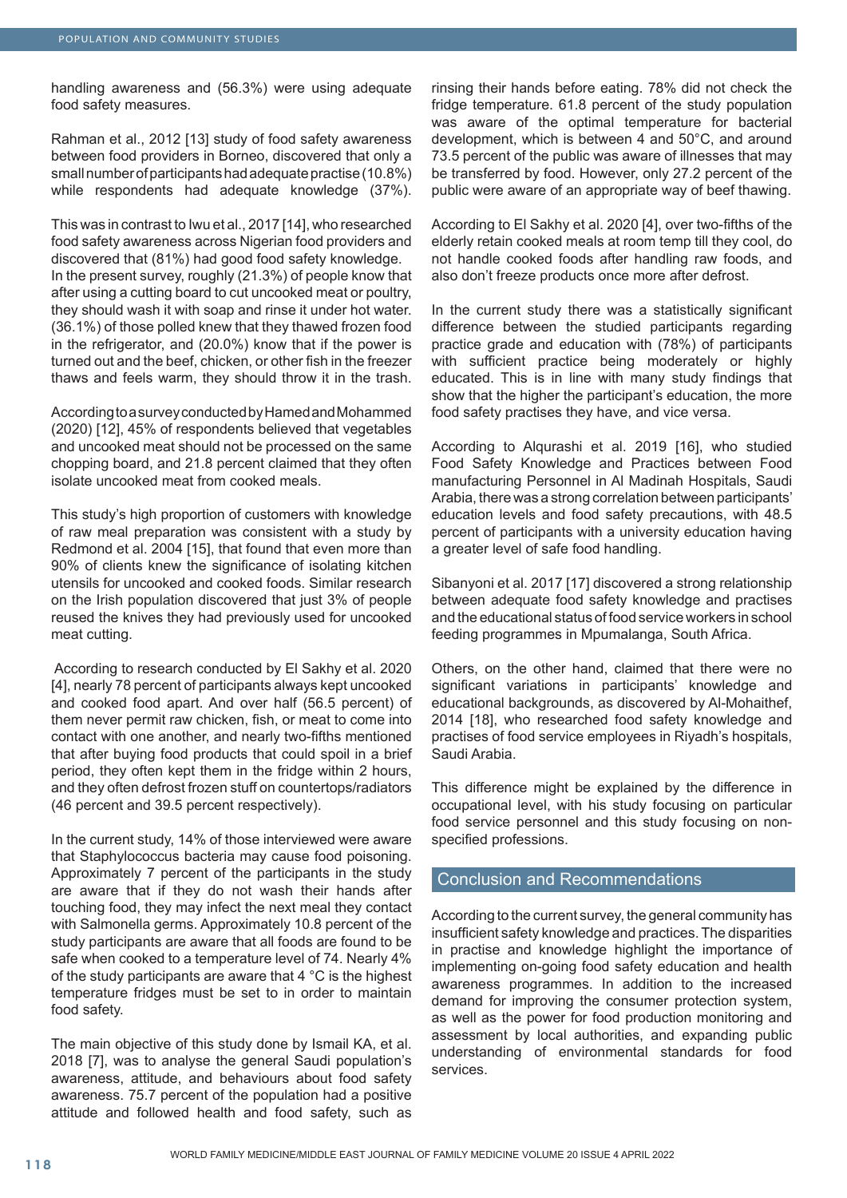handling awareness and (56.3%) were using adequate food safety measures.

Rahman et al., 2012 [13] study of food safety awareness between food providers in Borneo, discovered that only a small number of participants had adequate practise (10.8%) while respondents had adequate knowledge (37%).

This was in contrast to Iwu et al., 2017 [14], who researched food safety awareness across Nigerian food providers and discovered that (81%) had good food safety knowledge.
In the present survey, roughly (21.3%) of people know that after using a cutting board to cut uncooked meat or poultry, they should wash it with soap and rinse it under hot water. (36.1%) of those polled knew that they thawed frozen food in the refrigerator, and (20.0%) know that if the power is turned out and the beef, chicken, or other fish in the freezer thaws and feels warm, they should throw it in the trash.

According to a survey conducted by Hamed and Mohammed (2020) [12], 45% of respondents believed that vegetables and uncooked meat should not be processed on the same chopping board, and 21.8 percent claimed that they often isolate uncooked meat from cooked meals.

This study's high proportion of customers with knowledge of raw meal preparation was consistent with a study by Redmond et al. 2004 [15], that found that even more than 90% of clients knew the significance of isolating kitchen utensils for uncooked and cooked foods. Similar research on the Irish population discovered that just 3% of people reused the knives they had previously used for uncooked meat cutting.

According to research conducted by El Sakhy et al. 2020 [4], nearly 78 percent of participants always kept uncooked and cooked food apart. And over half (56.5 percent) of them never permit raw chicken, fish, or meat to come into contact with one another, and nearly two-fifths mentioned that after buying food products that could spoil in a brief period, they often kept them in the fridge within 2 hours, and they often defrost frozen stuff on countertops/radiators (46 percent and 39.5 percent respectively).

In the current study, 14% of those interviewed were aware that Staphylococcus bacteria may cause food poisoning. Approximately 7 percent of the participants in the study are aware that if they do not wash their hands after touching food, they may infect the next meal they contact with Salmonella germs. Approximately 10.8 percent of the study participants are aware that all foods are found to be safe when cooked to a temperature level of 74. Nearly 4% of the study participants are aware that 4 °C is the highest temperature fridges must be set to in order to maintain food safety.

The main objective of this study done by Ismail KA, et al. 2018 [7], was to analyse the general Saudi population's awareness, attitude, and behaviours about food safety awareness. 75.7 percent of the population had a positive attitude and followed health and food safety, such as rinsing their hands before eating. 78% did not check the fridge temperature. 61.8 percent of the study population was aware of the optimal temperature for bacterial development, which is between 4 and 50°C, and around 73.5 percent of the public was aware of illnesses that may be transferred by food. However, only 27.2 percent of the public were aware of an appropriate way of beef thawing.

According to El Sakhy et al. 2020 [4], over two-fifths of the elderly retain cooked meals at room temp till they cool, do not handle cooked foods after handling raw foods, and also don't freeze products once more after defrost.

In the current study there was a statistically significant difference between the studied participants regarding practice grade and education with (78%) of participants with sufficient practice being moderately or highly educated. This is in line with many study findings that show that the higher the participant's education, the more food safety practises they have, and vice versa.

According to Alqurashi et al. 2019 [16], who studied Food Safety Knowledge and Practices between Food manufacturing Personnel in Al Madinah Hospitals, Saudi Arabia, there was a strong correlation between participants' education levels and food safety precautions, with 48.5 percent of participants with a university education having a greater level of safe food handling.

Sibanyoni et al. 2017 [17] discovered a strong relationship between adequate food safety knowledge and practises and the educational status of food service workers in school feeding programmes in Mpumalanga, South Africa.

Others, on the other hand, claimed that there were no significant variations in participants' knowledge and educational backgrounds, as discovered by Al-Mohaithef, 2014 [18], who researched food safety knowledge and practises of food service employees in Riyadh's hospitals, Saudi Arabia.

This difference might be explained by the difference in occupational level, with his study focusing on particular food service personnel and this study focusing on non-specified professions.

## Conclusion and Recommendations

According to the current survey, the general community has insufficient safety knowledge and practices. The disparities in practise and knowledge highlight the importance of implementing on-going food safety education and health awareness programmes. In addition to the increased demand for improving the consumer protection system, as well as the power for food production monitoring and assessment by local authorities, and expanding public understanding of environmental standards for food services.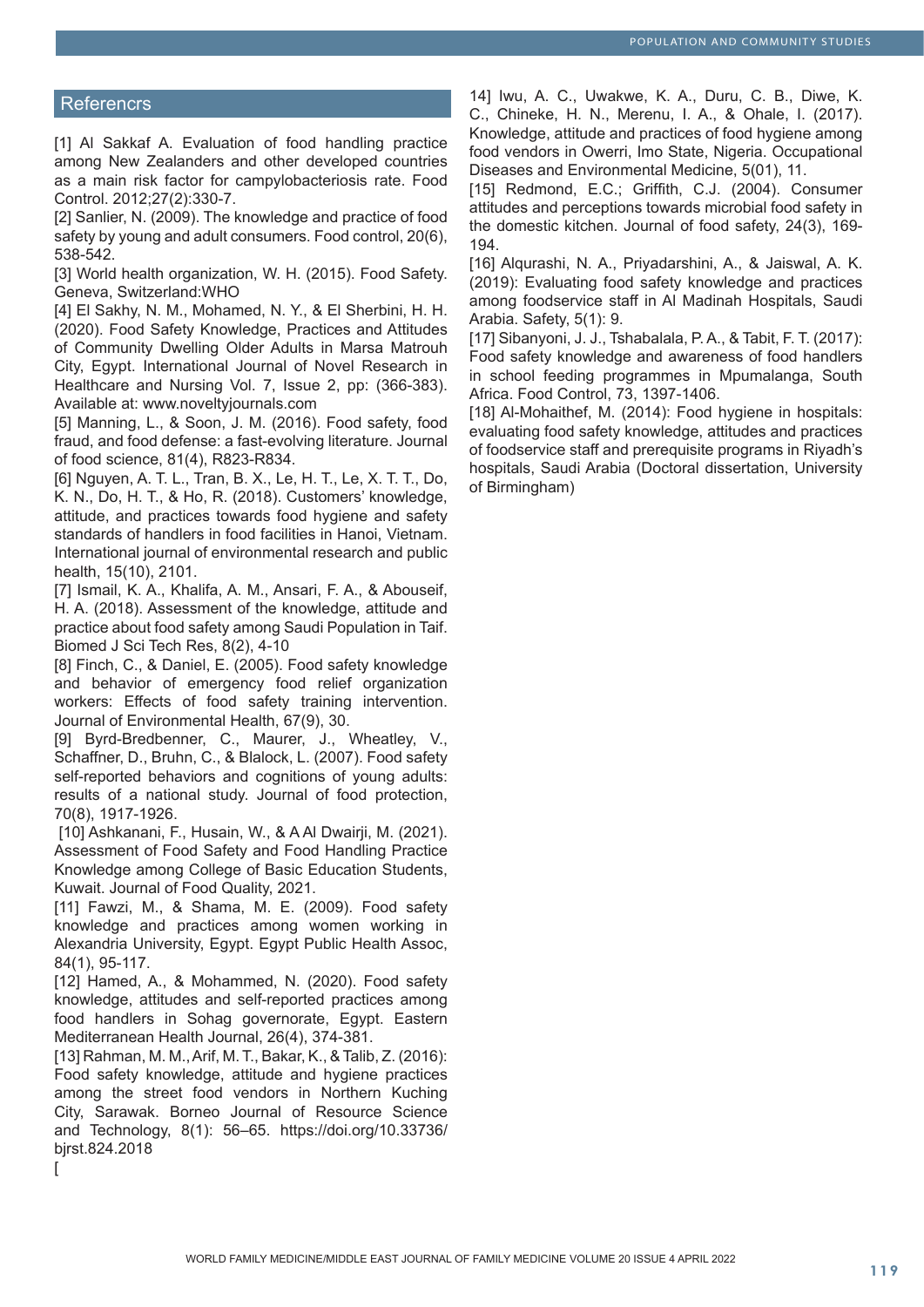## Referencrs

[1] Al Sakkaf A. Evaluation of food handling practice among New Zealanders and other developed countries as a main risk factor for campylobacteriosis rate. Food Control. 2012;27(2):330-7.

[2] Sanlier, N. (2009). The knowledge and practice of food safety by young and adult consumers. Food control, 20(6), 538-542.

[3] World health organization, W. H. (2015). Food Safety. Geneva, Switzerland:WHO

[4] El Sakhy, N. M., Mohamed, N. Y., & El Sherbini, H. H. (2020). Food Safety Knowledge, Practices and Attitudes of Community Dwelling Older Adults in Marsa Matrouh City, Egypt. International Journal of Novel Research in Healthcare and Nursing Vol. 7, Issue 2, pp: (366-383). Available at: www.noveltyjournals.com

[5] Manning, L., & Soon, J. M. (2016). Food safety, food fraud, and food defense: a fast-evolving literature. Journal of food science, 81(4), R823-R834.

[6] Nguyen, A. T. L., Tran, B. X., Le, H. T., Le, X. T. T., Do, K. N., Do, H. T., & Ho, R. (2018). Customers' knowledge, attitude, and practices towards food hygiene and safety standards of handlers in food facilities in Hanoi, Vietnam. International journal of environmental research and public health, 15(10), 2101.

[7] Ismail, K. A., Khalifa, A. M., Ansari, F. A., & Abouseif, H. A. (2018). Assessment of the knowledge, attitude and practice about food safety among Saudi Population in Taif. Biomed J Sci Tech Res, 8(2), 4-10

[8] Finch, C., & Daniel, E. (2005). Food safety knowledge and behavior of emergency food relief organization workers: Effects of food safety training intervention. Journal of Environmental Health, 67(9), 30.

[9] Byrd-Bredbenner, C., Maurer, J., Wheatley, V., Schaffner, D., Bruhn, C., & Blalock, L. (2007). Food safety self-reported behaviors and cognitions of young adults: results of a national study. Journal of food protection, 70(8), 1917-1926.

[10] Ashkanani, F., Husain, W., & A Al Dwairji, M. (2021). Assessment of Food Safety and Food Handling Practice Knowledge among College of Basic Education Students, Kuwait. Journal of Food Quality, 2021.

[11] Fawzi, M., & Shama, M. E. (2009). Food safety knowledge and practices among women working in Alexandria University, Egypt. Egypt Public Health Assoc, 84(1), 95-117.

[12] Hamed, A., & Mohammed, N. (2020). Food safety knowledge, attitudes and self-reported practices among food handlers in Sohag governorate, Egypt. Eastern Mediterranean Health Journal, 26(4), 374-381.

[13] Rahman, M. M., Arif, M. T., Bakar, K., & Talib, Z. (2016): Food safety knowledge, attitude and hygiene practices among the street food vendors in Northern Kuching City, Sarawak. Borneo Journal of Resource Science and Technology, 8(1): 56–65. https://doi.org/10.33736/bjrst.824.2018

[

14] Iwu, A. C., Uwakwe, K. A., Duru, C. B., Diwe, K. C., Chineke, H. N., Merenu, I. A., & Ohale, I. (2017). Knowledge, attitude and practices of food hygiene among food vendors in Owerri, Imo State, Nigeria. Occupational Diseases and Environmental Medicine, 5(01), 11.

[15] Redmond, E.C.; Griffith, C.J. (2004). Consumer attitudes and perceptions towards microbial food safety in the domestic kitchen. Journal of food safety, 24(3), 169-194.

[16] Alqurashi, N. A., Priyadarshini, A., & Jaiswal, A. K. (2019): Evaluating food safety knowledge and practices among foodservice staff in Al Madinah Hospitals, Saudi Arabia. Safety, 5(1): 9.

[17] Sibanyoni, J. J., Tshabalala, P. A., & Tabit, F. T. (2017): Food safety knowledge and awareness of food handlers in school feeding programmes in Mpumalanga, South Africa. Food Control, 73, 1397-1406.

[18] Al-Mohaithef, M. (2014): Food hygiene in hospitals: evaluating food safety knowledge, attitudes and practices of foodservice staff and prerequisite programs in Riyadh's hospitals, Saudi Arabia (Doctoral dissertation, University of Birmingham)